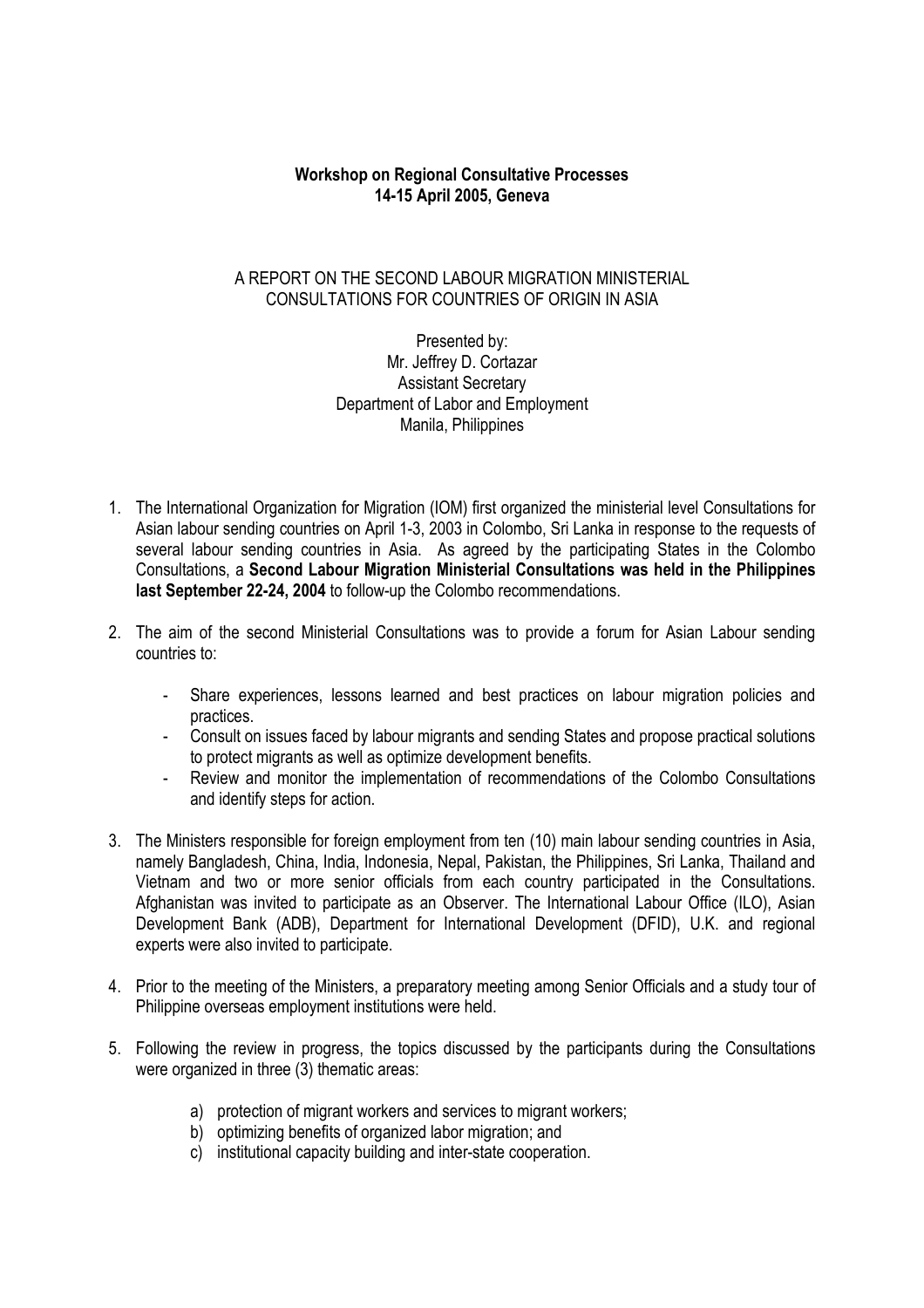**Workshop on Regional Consultative Processes**
**14-15 April 2005, Geneva**

A REPORT ON THE SECOND LABOUR MIGRATION MINISTERIAL CONSULTATIONS FOR COUNTRIES OF ORIGIN IN ASIA

Presented by:
Mr. Jeffrey D. Cortazar
Assistant Secretary
Department of Labor and Employment
Manila, Philippines

1. The International Organization for Migration (IOM) first organized the ministerial level Consultations for Asian labour sending countries on April 1-3, 2003 in Colombo, Sri Lanka in response to the requests of several labour sending countries in Asia. As agreed by the participating States in the Colombo Consultations, a **Second Labour Migration Ministerial Consultations was held in the Philippines last September 22-24, 2004** to follow-up the Colombo recommendations.

2. The aim of the second Ministerial Consultations was to provide a forum for Asian Labour sending countries to:

    - Share experiences, lessons learned and best practices on labour migration policies and practices.
    - Consult on issues faced by labour migrants and sending States and propose practical solutions to protect migrants as well as optimize development benefits.
    - Review and monitor the implementation of recommendations of the Colombo Consultations and identify steps for action.

3. The Ministers responsible for foreign employment from ten (10) main labour sending countries in Asia, namely Bangladesh, China, India, Indonesia, Nepal, Pakistan, the Philippines, Sri Lanka, Thailand and Vietnam and two or more senior officials from each country participated in the Consultations. Afghanistan was invited to participate as an Observer. The International Labour Office (ILO), Asian Development Bank (ADB), Department for International Development (DFID), U.K. and regional experts were also invited to participate.

4. Prior to the meeting of the Ministers, a preparatory meeting among Senior Officials and a study tour of Philippine overseas employment institutions were held.

5. Following the review in progress, the topics discussed by the participants during the Consultations were organized in three (3) thematic areas:

    a) protection of migrant workers and services to migrant workers;
    b) optimizing benefits of organized labor migration; and
    c) institutional capacity building and inter-state cooperation.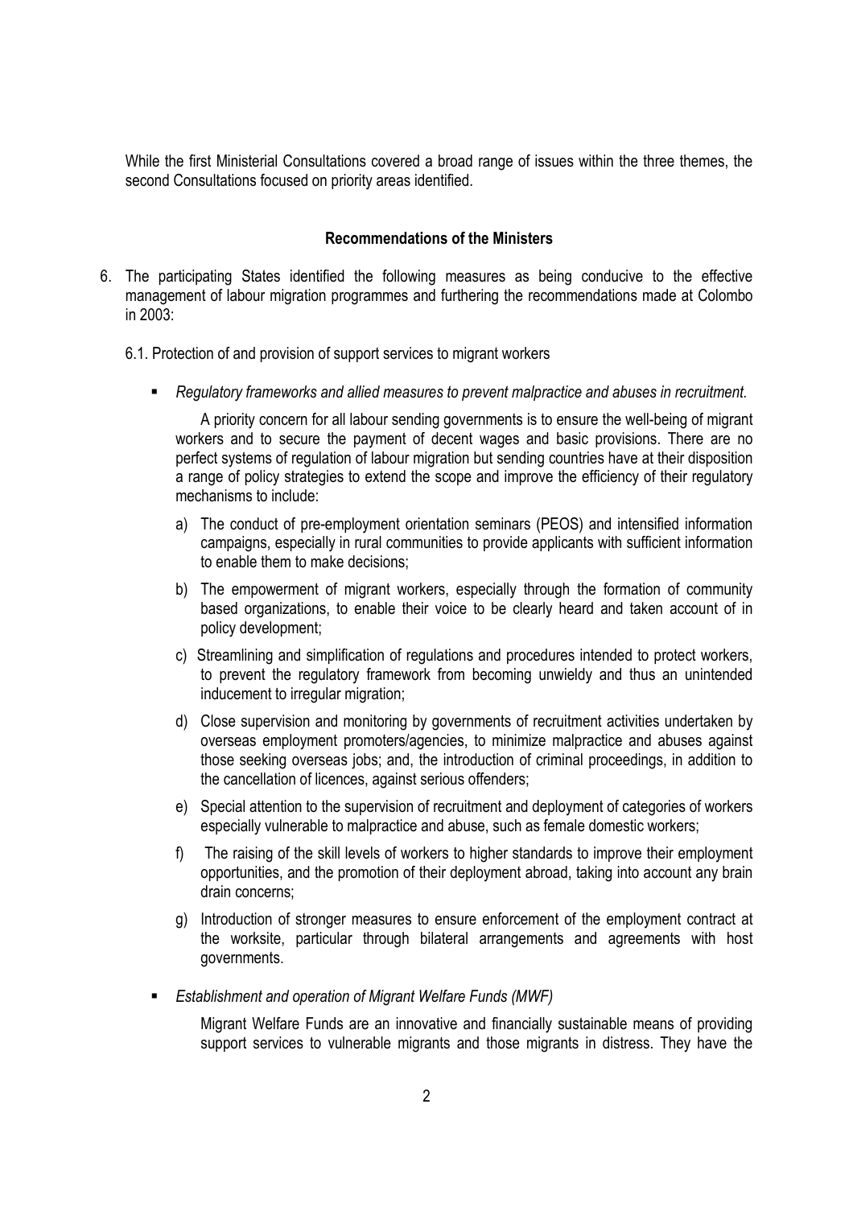While the first Ministerial Consultations covered a broad range of issues within the three themes, the second Consultations focused on priority areas identified.

**Recommendations of the Ministers**

6. The participating States identified the following measures as being conducive to the effective management of labour migration programmes and furthering the recommendations made at Colombo in 2003:

   6.1. Protection of and provision of support services to migrant workers

   - *Regulatory frameworks and allied measures to prevent malpractice and abuses in recruitment.*

     A priority concern for all labour sending governments is to ensure the well-being of migrant workers and to secure the payment of decent wages and basic provisions. There are no perfect systems of regulation of labour migration but sending countries have at their disposition a range of policy strategies to extend the scope and improve the efficiency of their regulatory mechanisms to include:

     a) The conduct of pre-employment orientation seminars (PEOS) and intensified information campaigns, especially in rural communities to provide applicants with sufficient information to enable them to make decisions;

     b) The empowerment of migrant workers, especially through the formation of community based organizations, to enable their voice to be clearly heard and taken account of in policy development;

     c) Streamlining and simplification of regulations and procedures intended to protect workers, to prevent the regulatory framework from becoming unwieldy and thus an unintended inducement to irregular migration;

     d) Close supervision and monitoring by governments of recruitment activities undertaken by overseas employment promoters/agencies, to minimize malpractice and abuses against those seeking overseas jobs; and, the introduction of criminal proceedings, in addition to the cancellation of licences, against serious offenders;

     e) Special attention to the supervision of recruitment and deployment of categories of workers especially vulnerable to malpractice and abuse, such as female domestic workers;

     f) The raising of the skill levels of workers to higher standards to improve their employment opportunities, and the promotion of their deployment abroad, taking into account any brain drain concerns;

     g) Introduction of stronger measures to ensure enforcement of the employment contract at the worksite, particular through bilateral arrangements and agreements with host governments.

   - *Establishment and operation of Migrant Welfare Funds (MWF)*

     Migrant Welfare Funds are an innovative and financially sustainable means of providing support services to vulnerable migrants and those migrants in distress. They have the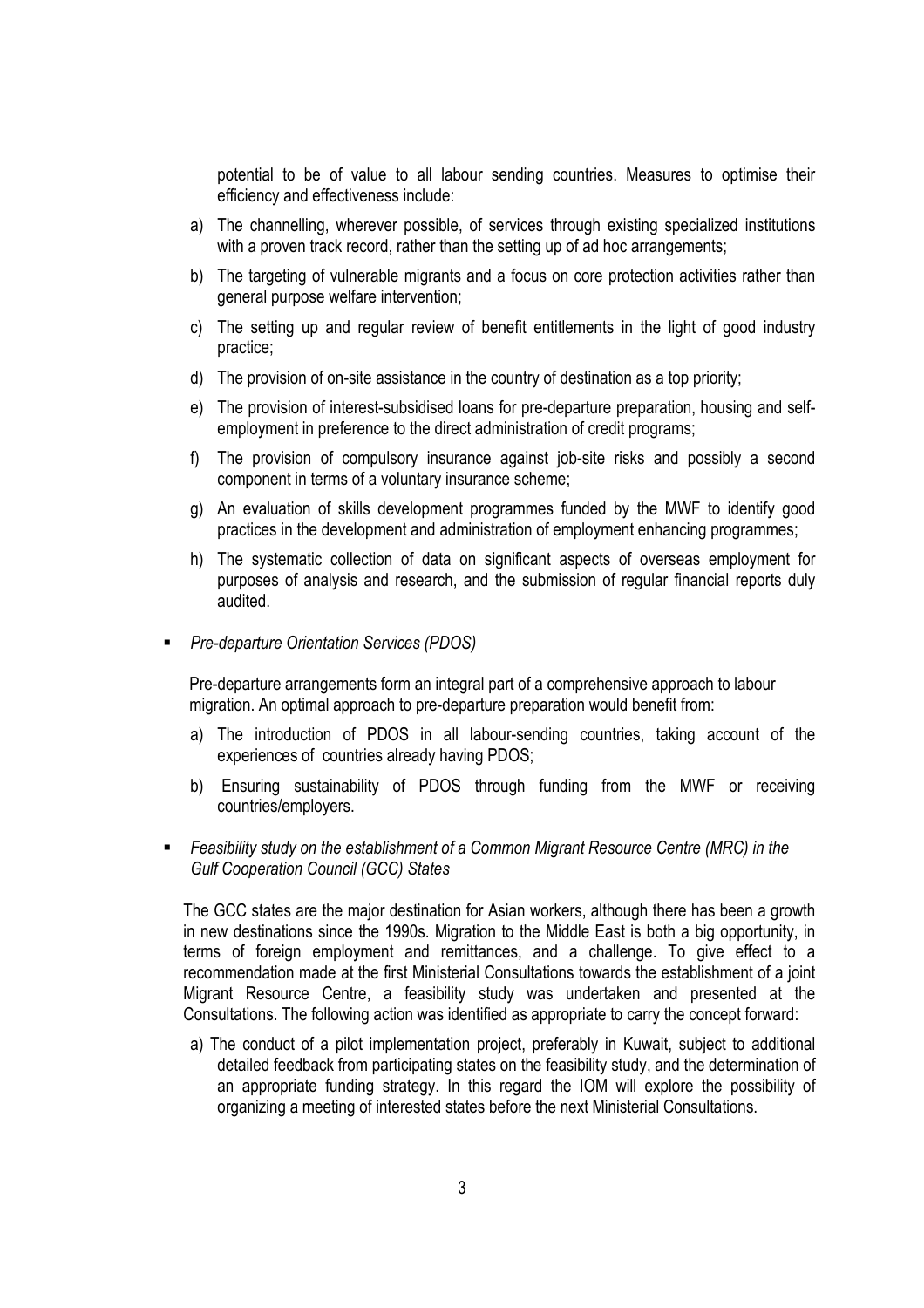potential to be of value to all labour sending countries. Measures to optimise their efficiency and effectiveness include:

a) The channelling, wherever possible, of services through existing specialized institutions with a proven track record, rather than the setting up of ad hoc arrangements;

b) The targeting of vulnerable migrants and a focus on core protection activities rather than general purpose welfare intervention;

c) The setting up and regular review of benefit entitlements in the light of good industry practice;

d) The provision of on-site assistance in the country of destination as a top priority;

e) The provision of interest-subsidised loans for pre-departure preparation, housing and self-employment in preference to the direct administration of credit programs;

f) The provision of compulsory insurance against job-site risks and possibly a second component in terms of a voluntary insurance scheme;

g) An evaluation of skills development programmes funded by the MWF to identify good practices in the development and administration of employment enhancing programmes;

h) The systematic collection of data on significant aspects of overseas employment for purposes of analysis and research, and the submission of regular financial reports duly audited.

- *Pre-departure Orientation Services (PDOS)*

  Pre-departure arrangements form an integral part of a comprehensive approach to labour migration. An optimal approach to pre-departure preparation would benefit from:

  a) The introduction of PDOS in all labour-sending countries, taking account of the experiences of countries already having PDOS;

  b) Ensuring sustainability of PDOS through funding from the MWF or receiving countries/employers.

- *Feasibility study on the establishment of a Common Migrant Resource Centre (MRC) in the Gulf Cooperation Council (GCC) States*

  The GCC states are the major destination for Asian workers, although there has been a growth in new destinations since the 1990s. Migration to the Middle East is both a big opportunity, in terms of foreign employment and remittances, and a challenge. To give effect to a recommendation made at the first Ministerial Consultations towards the establishment of a joint Migrant Resource Centre, a feasibility study was undertaken and presented at the Consultations. The following action was identified as appropriate to carry the concept forward:

  a) The conduct of a pilot implementation project, preferably in Kuwait, subject to additional detailed feedback from participating states on the feasibility study, and the determination of an appropriate funding strategy. In this regard the IOM will explore the possibility of organizing a meeting of interested states before the next Ministerial Consultations.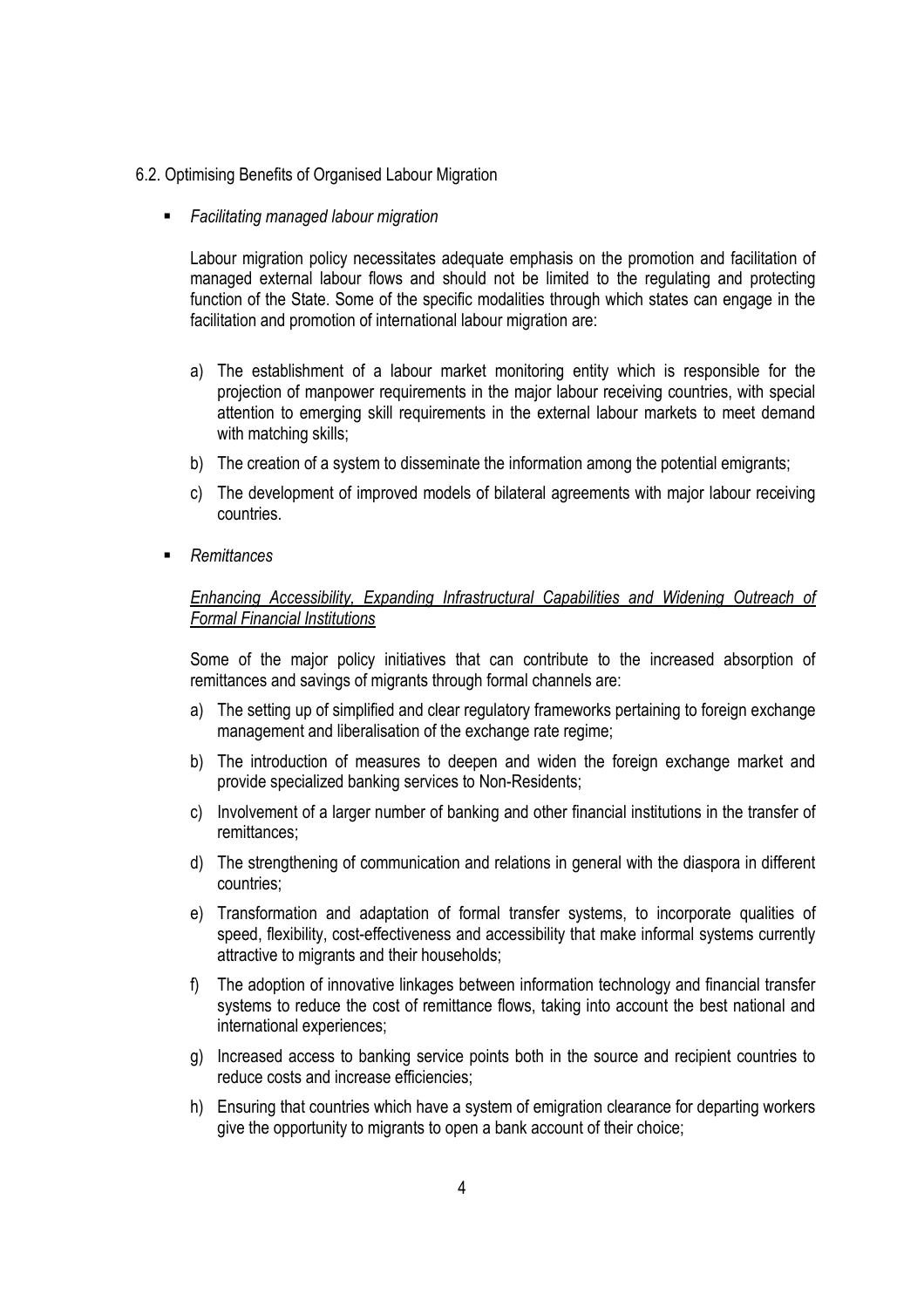6.2. Optimising Benefits of Organised Labour Migration

- *Facilitating managed labour migration*

  Labour migration policy necessitates adequate emphasis on the promotion and facilitation of managed external labour flows and should not be limited to the regulating and protecting function of the State. Some of the specific modalities through which states can engage in the facilitation and promotion of international labour migration are:

  a) The establishment of a labour market monitoring entity which is responsible for the projection of manpower requirements in the major labour receiving countries, with special attention to emerging skill requirements in the external labour markets to meet demand with matching skills;

  b) The creation of a system to disseminate the information among the potential emigrants;

  c) The development of improved models of bilateral agreements with major labour receiving countries.

- *Remittances*

  *<u>Enhancing Accessibility, Expanding Infrastructural Capabilities and Widening Outreach of Formal Financial Institutions</u>*

  Some of the major policy initiatives that can contribute to the increased absorption of remittances and savings of migrants through formal channels are:

  a) The setting up of simplified and clear regulatory frameworks pertaining to foreign exchange management and liberalisation of the exchange rate regime;

  b) The introduction of measures to deepen and widen the foreign exchange market and provide specialized banking services to Non-Residents;

  c) Involvement of a larger number of banking and other financial institutions in the transfer of remittances;

  d) The strengthening of communication and relations in general with the diaspora in different countries;

  e) Transformation and adaptation of formal transfer systems, to incorporate qualities of speed, flexibility, cost-effectiveness and accessibility that make informal systems currently attractive to migrants and their households;

  f) The adoption of innovative linkages between information technology and financial transfer systems to reduce the cost of remittance flows, taking into account the best national and international experiences;

  g) Increased access to banking service points both in the source and recipient countries to reduce costs and increase efficiencies;

  h) Ensuring that countries which have a system of emigration clearance for departing workers give the opportunity to migrants to open a bank account of their choice;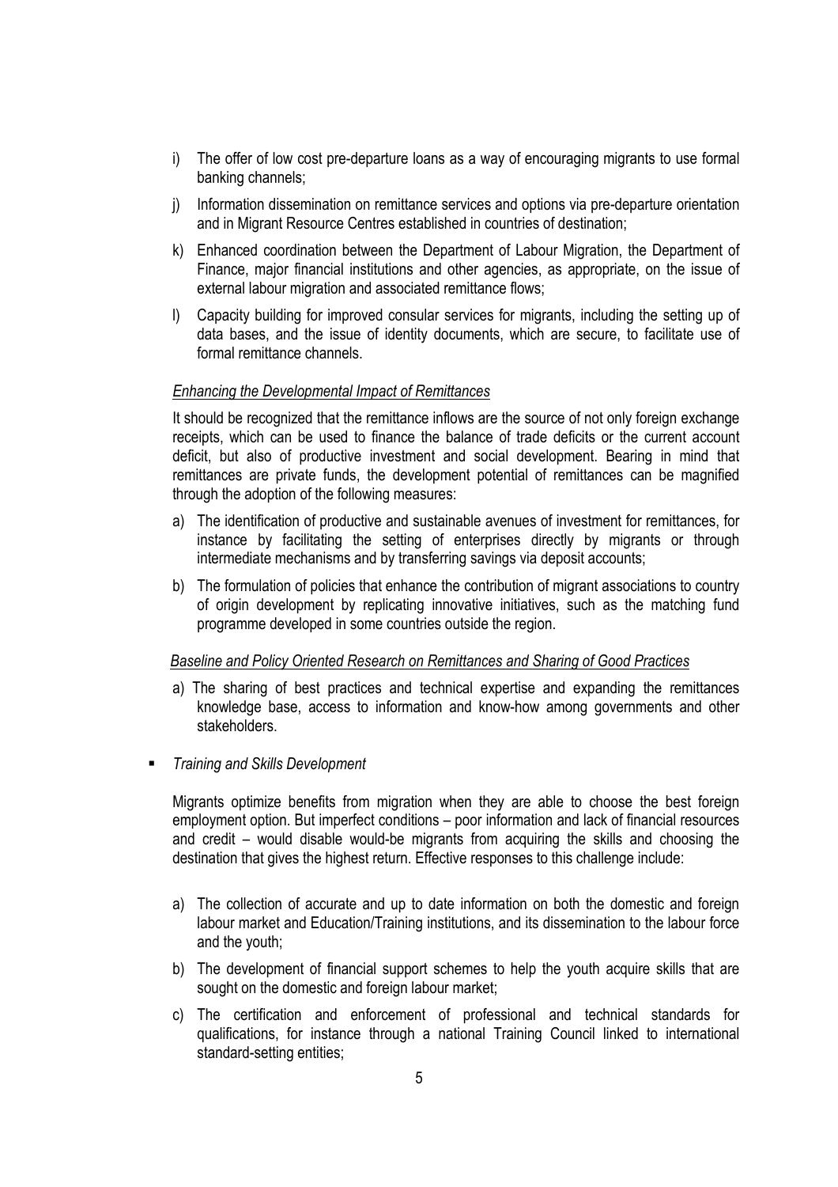i) The offer of low cost pre-departure loans as a way of encouraging migrants to use formal banking channels;

j) Information dissemination on remittance services and options via pre-departure orientation and in Migrant Resource Centres established in countries of destination;

k) Enhanced coordination between the Department of Labour Migration, the Department of Finance, major financial institutions and other agencies, as appropriate, on the issue of external labour migration and associated remittance flows;

l) Capacity building for improved consular services for migrants, including the setting up of data bases, and the issue of identity documents, which are secure, to facilitate use of formal remittance channels.

*Enhancing the Developmental Impact of Remittances*

It should be recognized that the remittance inflows are the source of not only foreign exchange receipts, which can be used to finance the balance of trade deficits or the current account deficit, but also of productive investment and social development. Bearing in mind that remittances are private funds, the development potential of remittances can be magnified through the adoption of the following measures:

a) The identification of productive and sustainable avenues of investment for remittances, for instance by facilitating the setting of enterprises directly by migrants or through intermediate mechanisms and by transferring savings via deposit accounts;

b) The formulation of policies that enhance the contribution of migrant associations to country of origin development by replicating innovative initiatives, such as the matching fund programme developed in some countries outside the region.

*Baseline and Policy Oriented Research on Remittances and Sharing of Good Practices*

a) The sharing of best practices and technical expertise and expanding the remittances knowledge base, access to information and know-how among governments and other stakeholders.

- *Training and Skills Development*

Migrants optimize benefits from migration when they are able to choose the best foreign employment option. But imperfect conditions – poor information and lack of financial resources and credit – would disable would-be migrants from acquiring the skills and choosing the destination that gives the highest return. Effective responses to this challenge include:

a) The collection of accurate and up to date information on both the domestic and foreign labour market and Education/Training institutions, and its dissemination to the labour force and the youth;

b) The development of financial support schemes to help the youth acquire skills that are sought on the domestic and foreign labour market;

c) The certification and enforcement of professional and technical standards for qualifications, for instance through a national Training Council linked to international standard-setting entities;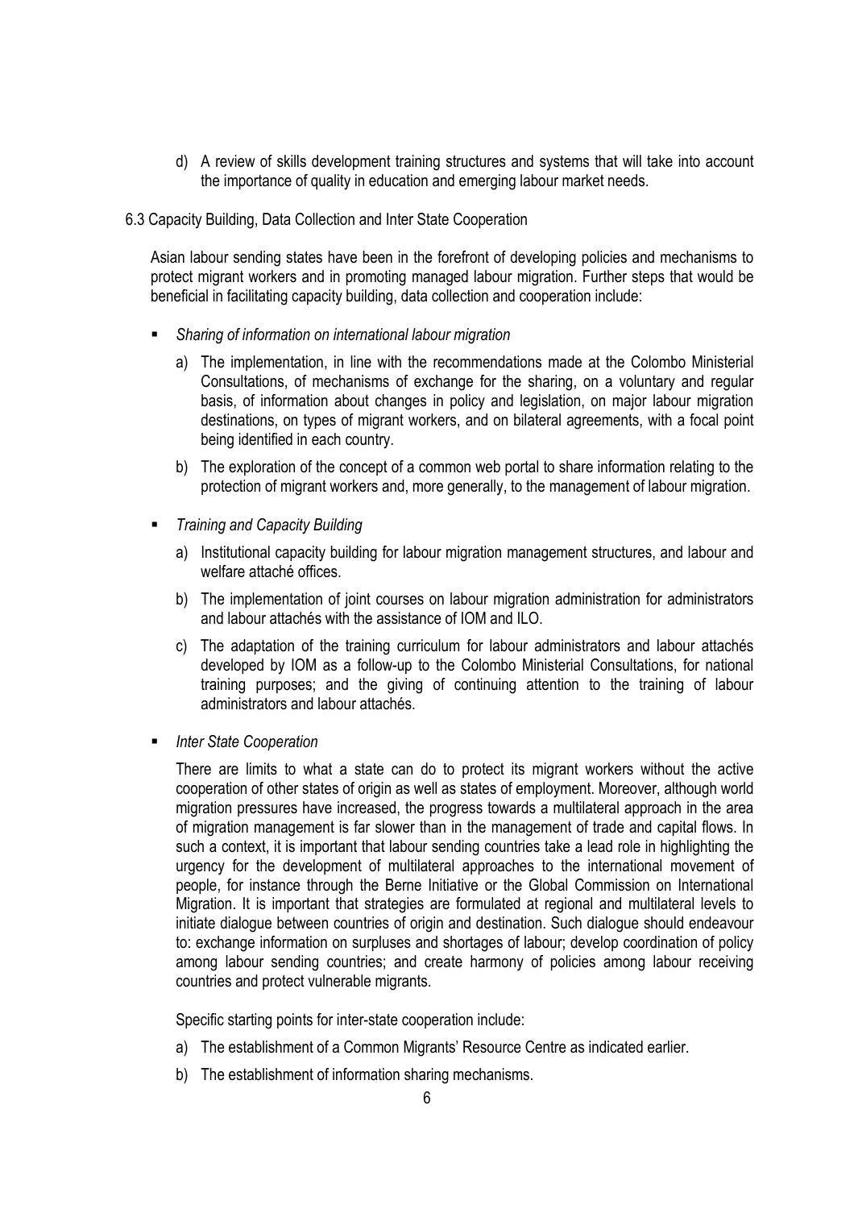d) A review of skills development training structures and systems that will take into account the importance of quality in education and emerging labour market needs.

## 6.3 Capacity Building, Data Collection and Inter State Cooperation

Asian labour sending states have been in the forefront of developing policies and mechanisms to protect migrant workers and in promoting managed labour migration. Further steps that would be beneficial in facilitating capacity building, data collection and cooperation include:

- *Sharing of information on international labour migration*

  a) The implementation, in line with the recommendations made at the Colombo Ministerial Consultations, of mechanisms of exchange for the sharing, on a voluntary and regular basis, of information about changes in policy and legislation, on major labour migration destinations, on types of migrant workers, and on bilateral agreements, with a focal point being identified in each country.

  b) The exploration of the concept of a common web portal to share information relating to the protection of migrant workers and, more generally, to the management of labour migration.

- *Training and Capacity Building*

  a) Institutional capacity building for labour migration management structures, and labour and welfare attaché offices.

  b) The implementation of joint courses on labour migration administration for administrators and labour attachés with the assistance of IOM and ILO.

  c) The adaptation of the training curriculum for labour administrators and labour attachés developed by IOM as a follow-up to the Colombo Ministerial Consultations, for national training purposes; and the giving of continuing attention to the training of labour administrators and labour attachés.

- *Inter State Cooperation*

  There are limits to what a state can do to protect its migrant workers without the active cooperation of other states of origin as well as states of employment. Moreover, although world migration pressures have increased, the progress towards a multilateral approach in the area of migration management is far slower than in the management of trade and capital flows. In such a context, it is important that labour sending countries take a lead role in highlighting the urgency for the development of multilateral approaches to the international movement of people, for instance through the Berne Initiative or the Global Commission on International Migration. It is important that strategies are formulated at regional and multilateral levels to initiate dialogue between countries of origin and destination. Such dialogue should endeavour to: exchange information on surpluses and shortages of labour; develop coordination of policy among labour sending countries; and create harmony of policies among labour receiving countries and protect vulnerable migrants.

  Specific starting points for inter-state cooperation include:

  a) The establishment of a Common Migrants' Resource Centre as indicated earlier.

  b) The establishment of information sharing mechanisms.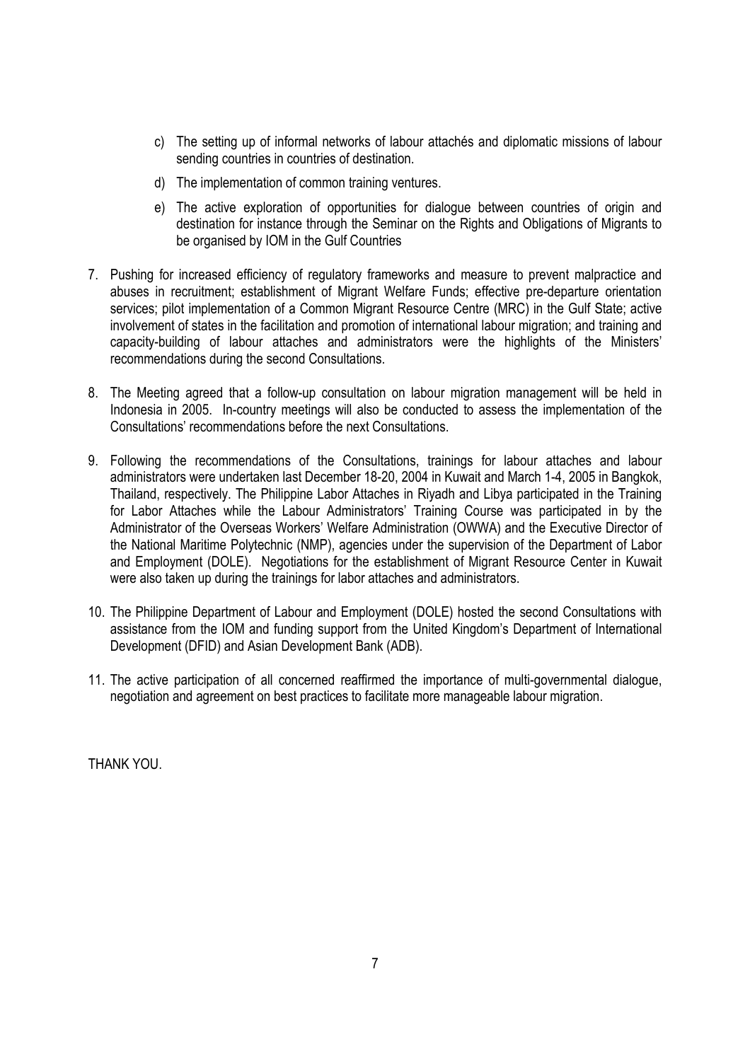c) The setting up of informal networks of labour attachés and diplomatic missions of labour sending countries in countries of destination.

d) The implementation of common training ventures.

e) The active exploration of opportunities for dialogue between countries of origin and destination for instance through the Seminar on the Rights and Obligations of Migrants to be organised by IOM in the Gulf Countries

7. Pushing for increased efficiency of regulatory frameworks and measure to prevent malpractice and abuses in recruitment; establishment of Migrant Welfare Funds; effective pre-departure orientation services; pilot implementation of a Common Migrant Resource Centre (MRC) in the Gulf State; active involvement of states in the facilitation and promotion of international labour migration; and training and capacity-building of labour attaches and administrators were the highlights of the Ministers' recommendations during the second Consultations.

8. The Meeting agreed that a follow-up consultation on labour migration management will be held in Indonesia in 2005. In-country meetings will also be conducted to assess the implementation of the Consultations' recommendations before the next Consultations.

9. Following the recommendations of the Consultations, trainings for labour attaches and labour administrators were undertaken last December 18-20, 2004 in Kuwait and March 1-4, 2005 in Bangkok, Thailand, respectively. The Philippine Labor Attaches in Riyadh and Libya participated in the Training for Labor Attaches while the Labour Administrators' Training Course was participated in by the Administrator of the Overseas Workers' Welfare Administration (OWWA) and the Executive Director of the National Maritime Polytechnic (NMP), agencies under the supervision of the Department of Labor and Employment (DOLE). Negotiations for the establishment of Migrant Resource Center in Kuwait were also taken up during the trainings for labor attaches and administrators.

10. The Philippine Department of Labour and Employment (DOLE) hosted the second Consultations with assistance from the IOM and funding support from the United Kingdom's Department of International Development (DFID) and Asian Development Bank (ADB).

11. The active participation of all concerned reaffirmed the importance of multi-governmental dialogue, negotiation and agreement on best practices to facilitate more manageable labour migration.

THANK YOU.